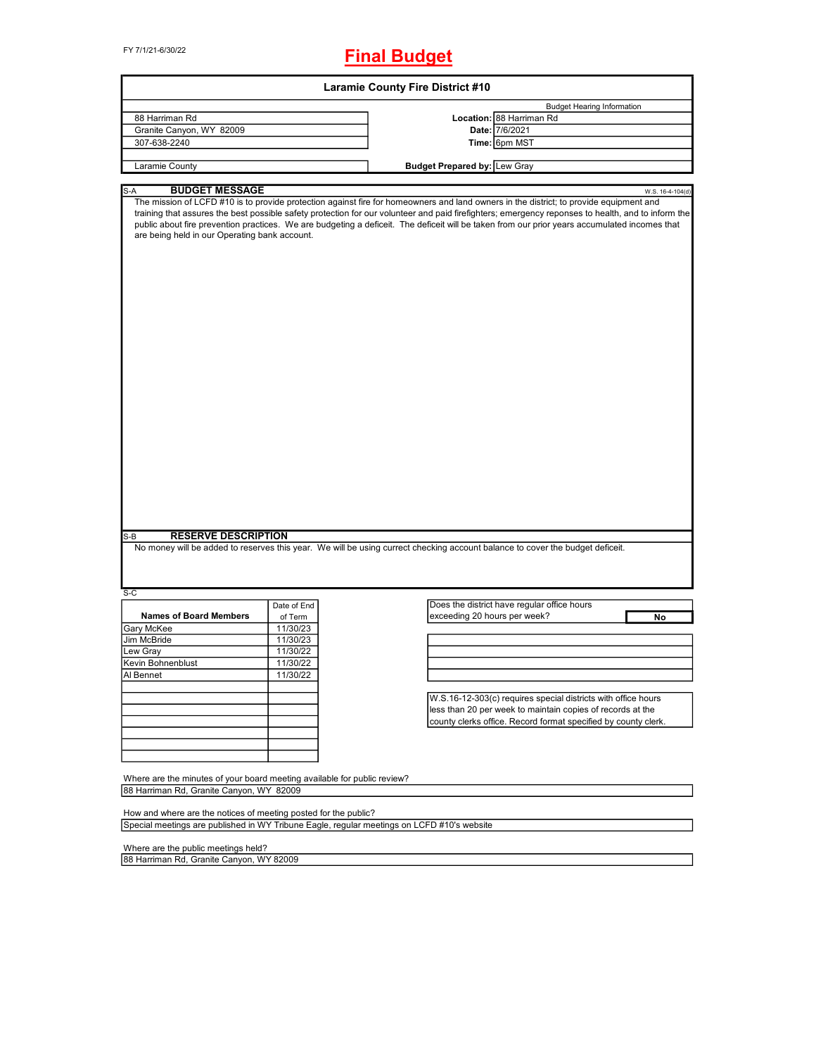FY 7/1/21-6/30/22

# Final Budget

## Laramie County Fire District #10

| | | Budget Hearing Information |
|---|---|---|
| 88 Harriman Rd | **Location:** | 88 Harriman Rd |
| Granite Canyon, WY 82009 | **Date:** | 7/6/2021 |
| 307-638-2240 | **Time:** | 6pm MST |
| | | |
| Laramie County | **Budget Prepared by:** | Lew Gray |

S-A **BUDGET MESSAGE** W.S. 16-4-104(d)

The mission of LCFD #10 is to provide protection against fire for homeowners and land owners in the district; to provide equipment and training that assures the best possible safety protection for our volunteer and paid firefighters; emergency reponses to health, and to inform the public about fire prevention practices. We are budgeting a deficeit. The deficeit will be taken from our prior years accumulated incomes that are being held in our Operating bank account.

S-B **RESERVE DESCRIPTION**

No money will be added to reserves this year. We will be using currect checking account balance to cover the budget deficeit.

S-C

| Names of Board Members | Date of End of Term |
|---|---|
| Gary McKee | 11/30/23 |
| Jim McBride | 11/30/23 |
| Lew Gray | 11/30/22 |
| Kevin Bohnenblust | 11/30/22 |
| Al Bennet | 11/30/22 |

Does the district have regular office hours exceeding 20 hours per week? **No**

W.S.16-12-303(c) requires special districts with office hours less than 20 per week to maintain copies of records at the county clerks office. Record format specified by county clerk.

Where are the minutes of your board meeting available for public review?
88 Harriman Rd, Granite Canyon, WY 82009

How and where are the notices of meeting posted for the public?
Special meetings are published in WY Tribune Eagle, regular meetings on LCFD #10's website

Where are the public meetings held?
88 Harriman Rd, Granite Canyon, WY 82009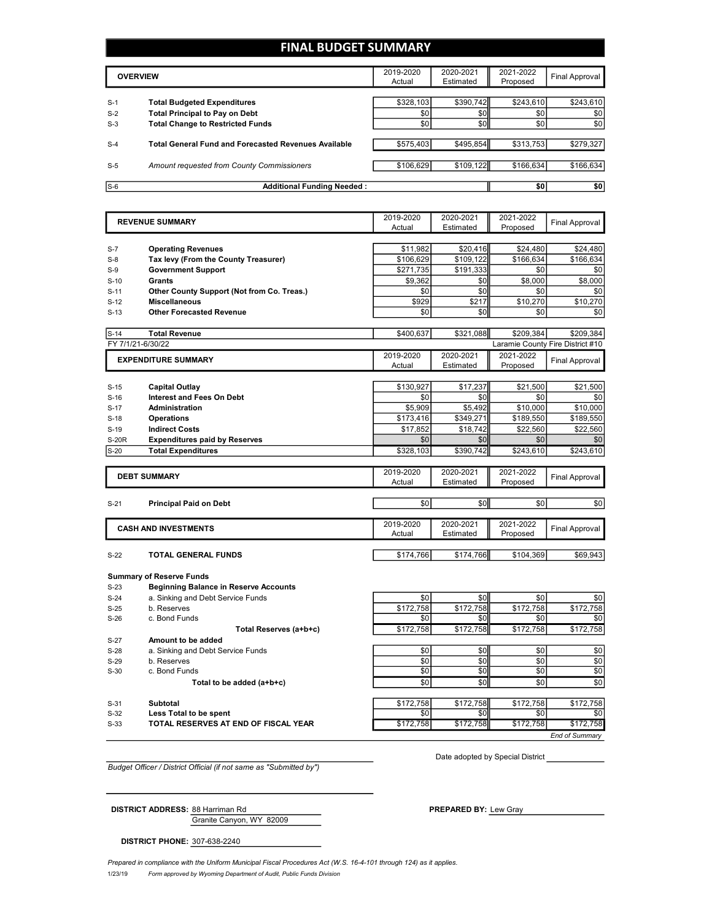# FINAL BUDGET SUMMARY

| | OVERVIEW | 2019-2020 Actual | 2020-2021 Estimated | 2021-2022 Proposed | Final Approval |
|---|---|---|---|---|---|
| S-1 | **Total Budgeted Expenditures** | $328,103 | $390,742 | $243,610 | $243,610 |
| S-2 | **Total Principal to Pay on Debt** | $0 | $0 | $0 | $0 |
| S-3 | **Total Change to Restricted Funds** | $0 | $0 | $0 | $0 |
| S-4 | **Total General Fund and Forecasted Revenues Available** | $575,403 | $495,854 | $313,753 | $279,327 |
| S-5 | *Amount requested from County Commissioners* | $106,629 | $109,122 | $166,634 | $166,634 |
| S-6 | **Additional Funding Needed :** | | | $0 | $0 |

| | REVENUE SUMMARY | 2019-2020 Actual | 2020-2021 Estimated | 2021-2022 Proposed | Final Approval |
|---|---|---|---|---|---|
| S-7 | **Operating Revenues** | $11,982 | $20,416 | $24,480 | $24,480 |
| S-8 | **Tax levy (From the County Treasurer)** | $106,629 | $109,122 | $166,634 | $166,634 |
| S-9 | **Government Support** | $271,735 | $191,333 | $0 | $0 |
| S-10 | **Grants** | $9,362 | $0 | $8,000 | $8,000 |
| S-11 | **Other County Support (Not from Co. Treas.)** | $0 | $0 | $0 | $0 |
| S-12 | **Miscellaneous** | $929 | $217 | $10,270 | $10,270 |
| S-13 | **Other Forecasted Revenue** | $0 | $0 | $0 | $0 |
| S-14 | **Total Revenue** | $400,637 | $321,088 | $209,384 | $209,384 |

FY 7/1/21-6/30/22 — Laramie County Fire District #10

| | EXPENDITURE SUMMARY | 2019-2020 Actual | 2020-2021 Estimated | 2021-2022 Proposed | Final Approval |
|---|---|---|---|---|---|
| S-15 | **Capital Outlay** | $130,927 | $17,237 | $21,500 | $21,500 |
| S-16 | **Interest and Fees On Debt** | $0 | $0 | $0 | $0 |
| S-17 | **Administration** | $5,909 | $5,492 | $10,000 | $10,000 |
| S-18 | **Operations** | $173,416 | $349,271 | $189,550 | $189,550 |
| S-19 | **Indirect Costs** | $17,852 | $18,742 | $22,560 | $22,560 |
| S-20R | **Expenditures paid by Reserves** | $0 | $0 | $0 | $0 |
| S-20 | **Total Expenditures** | $328,103 | $390,742 | $243,610 | $243,610 |

| | DEBT SUMMARY | 2019-2020 Actual | 2020-2021 Estimated | 2021-2022 Proposed | Final Approval |
|---|---|---|---|---|---|
| S-21 | **Principal Paid on Debt** | $0 | $0 | $0 | $0 |

| | CASH AND INVESTMENTS | 2019-2020 Actual | 2020-2021 Estimated | 2021-2022 Proposed | Final Approval |
|---|---|---|---|---|---|
| S-22 | **TOTAL GENERAL FUNDS** | $174,766 | $174,766 | $104,369 | $69,943 |
| | **Summary of Reserve Funds** | | | | |
| S-23 | **Beginning Balance in Reserve Accounts** | | | | |
| S-24 | a. Sinking and Debt Service Funds | $0 | $0 | $0 | $0 |
| S-25 | b. Reserves | $172,758 | $172,758 | $172,758 | $172,758 |
| S-26 | c. Bond Funds | $0 | $0 | $0 | $0 |
| | **Total Reserves (a+b+c)** | $172,758 | $172,758 | $172,758 | $172,758 |
| S-27 | **Amount to be added** | | | | |
| S-28 | a. Sinking and Debt Service Funds | $0 | $0 | $0 | $0 |
| S-29 | b. Reserves | $0 | $0 | $0 | $0 |
| S-30 | c. Bond Funds | $0 | $0 | $0 | $0 |
| | **Total to be added (a+b+c)** | $0 | $0 | $0 | $0 |
| S-31 | **Subtotal** | $172,758 | $172,758 | $172,758 | $172,758 |
| S-32 | **Less Total to be spent** | $0 | $0 | $0 | $0 |
| S-33 | **TOTAL RESERVES AT END OF FISCAL YEAR** | $172,758 | $172,758 | $172,758 | $172,758 |

*End of Summary*

*Budget Officer / District Official (if not same as "Submitted by")*

Date adopted by Special District ____________

**DISTRICT ADDRESS:** 88 Harriman Rd
Granite Canyon, WY 82009

**PREPARED BY:** Lew Gray

**DISTRICT PHONE:** 307-638-2240

*Prepared in compliance with the Uniform Municipal Fiscal Procedures Act (W.S. 16-4-101 through 124) as it applies.*

1/23/19 *Form approved by Wyoming Department of Audit, Public Funds Division*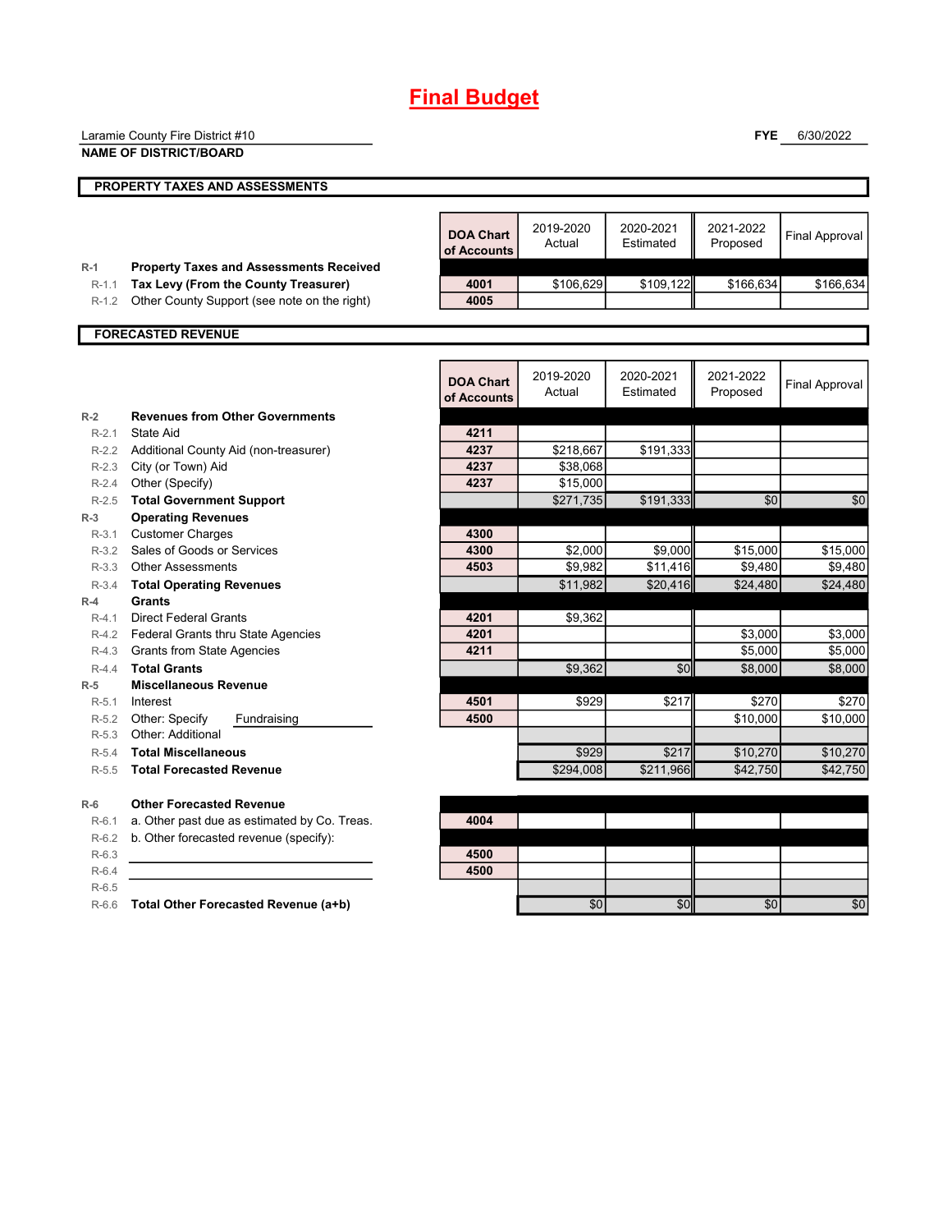# Final Budget

Laramie County Fire District #10

**NAME OF DISTRICT/BOARD**

**FYE** 6/30/2022

## PROPERTY TAXES AND ASSESSMENTS

| | | DOA Chart of Accounts | 2019-2020 Actual | 2020-2021 Estimated | 2021-2022 Proposed | Final Approval |
|---|---|---|---|---|---|---|
| R-1 | **Property Taxes and Assessments Received** | | | | | |
| R-1.1 | **Tax Levy (From the County Treasurer)** | 4001 | $106,629 | $109,122 | $166,634 | $166,634 |
| R-1.2 | Other County Support (see note on the right) | 4005 | | | | |

## FORECASTED REVENUE

| | | DOA Chart of Accounts | 2019-2020 Actual | 2020-2021 Estimated | 2021-2022 Proposed | Final Approval |
|---|---|---|---|---|---|---|
| R-2 | **Revenues from Other Governments** | | | | | |
| R-2.1 | State Aid | 4211 | | | | |
| R-2.2 | Additional County Aid (non-treasurer) | 4237 | $218,667 | $191,333 | | |
| R-2.3 | City (or Town) Aid | 4237 | $38,068 | | | |
| R-2.4 | Other (Specify) | 4237 | $15,000 | | | |
| R-2.5 | **Total Government Support** | | $271,735 | $191,333 | $0 | $0 |
| R-3 | **Operating Revenues** | | | | | |
| R-3.1 | Customer Charges | 4300 | | | | |
| R-3.2 | Sales of Goods or Services | 4300 | $2,000 | $9,000 | $15,000 | $15,000 |
| R-3.3 | Other Assessments | 4503 | $9,982 | $11,416 | $9,480 | $9,480 |
| R-3.4 | **Total Operating Revenues** | | $11,982 | $20,416 | $24,480 | $24,480 |
| R-4 | **Grants** | | | | | |
| R-4.1 | Direct Federal Grants | 4201 | $9,362 | | | |
| R-4.2 | Federal Grants thru State Agencies | 4201 | | | $3,000 | $3,000 |
| R-4.3 | Grants from State Agencies | 4211 | | | $5,000 | $5,000 |
| R-4.4 | **Total Grants** | | $9,362 | $0 | $8,000 | $8,000 |
| R-5 | **Miscellaneous Revenue** | | | | | |
| R-5.1 | Interest | 4501 | $929 | $217 | $270 | $270 |
| R-5.2 | Other: Specify Fundraising | 4500 | | | $10,000 | $10,000 |
| R-5.3 | Other: Additional | | | | | |
| R-5.4 | **Total Miscellaneous** | | $929 | $217 | $10,270 | $10,270 |
| R-5.5 | **Total Forecasted Revenue** | | $294,008 | $211,966 | $42,750 | $42,750 |
| R-6 | **Other Forecasted Revenue** | | | | | |
| R-6.1 | a. Other past due as estimated by Co. Treas. | 4004 | | | | |
| R-6.2 | b. Other forecasted revenue (specify): | | | | | |
| R-6.3 | | 4500 | | | | |
| R-6.4 | | 4500 | | | | |
| R-6.5 | | | | | | |
| R-6.6 | **Total Other Forecasted Revenue (a+b)** | | $0 | $0 | $0 | $0 |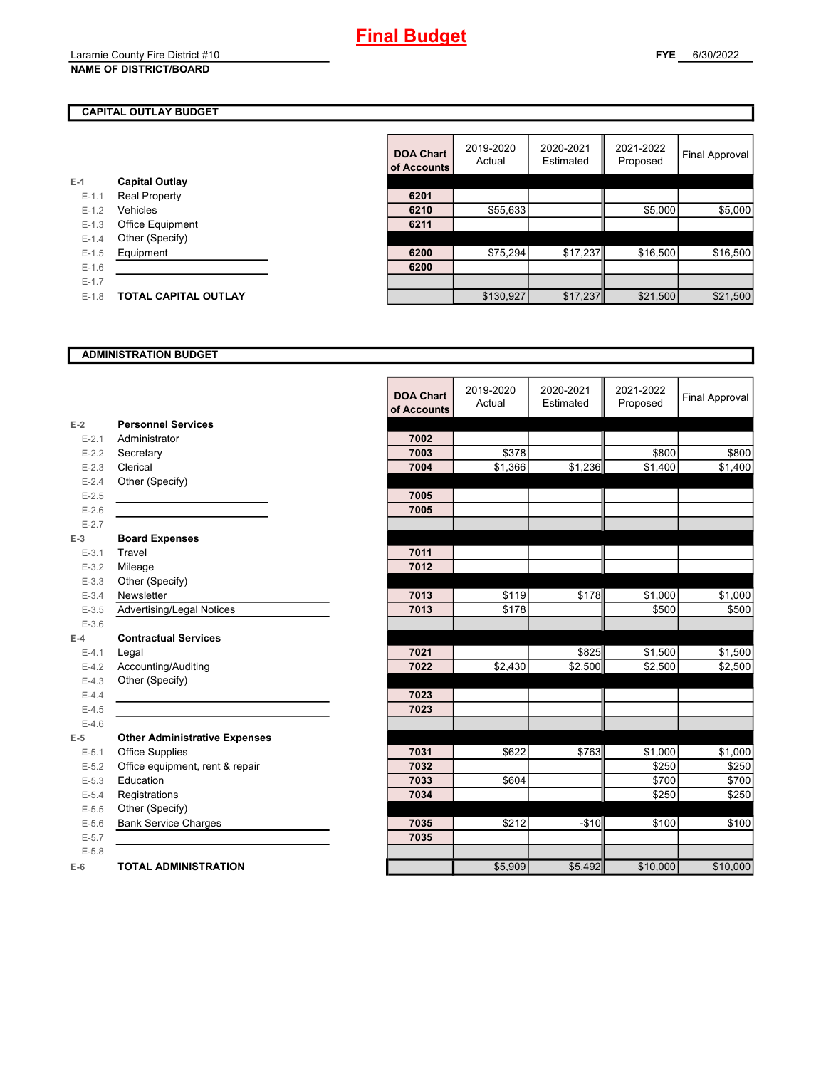# Final Budget

Laramie County Fire District #10
**NAME OF DISTRICT/BOARD**

**FYE** 6/30/2022

## CAPITAL OUTLAY BUDGET

| | | DOA Chart of Accounts | 2019-2020 Actual | 2020-2021 Estimated | 2021-2022 Proposed | Final Approval |
|---|---|---|---|---|---|---|
| **E-1** | **Capital Outlay** | | | | | |
| E-1.1 | Real Property | 6201 | | | | |
| E-1.2 | Vehicles | 6210 | $55,633 | | $5,000 | $5,000 |
| E-1.3 | Office Equipment | 6211 | | | | |
| E-1.4 | Other (Specify) | | | | | |
| E-1.5 | Equipment | 6200 | $75,294 | $17,237 | $16,500 | $16,500 |
| E-1.6 | | 6200 | | | | |
| E-1.7 | | | | | | |
| E-1.8 | **TOTAL CAPITAL OUTLAY** | | $130,927 | $17,237 | $21,500 | $21,500 |

## ADMINISTRATION BUDGET

| | | DOA Chart of Accounts | 2019-2020 Actual | 2020-2021 Estimated | 2021-2022 Proposed | Final Approval |
|---|---|---|---|---|---|---|
| **E-2** | **Personnel Services** | | | | | |
| E-2.1 | Administrator | 7002 | | | | |
| E-2.2 | Secretary | 7003 | $378 | | $800 | $800 |
| E-2.3 | Clerical | 7004 | $1,366 | $1,236 | $1,400 | $1,400 |
| E-2.4 | Other (Specify) | | | | | |
| E-2.5 | | 7005 | | | | |
| E-2.6 | | 7005 | | | | |
| E-2.7 | | | | | | |
| **E-3** | **Board Expenses** | | | | | |
| E-3.1 | Travel | 7011 | | | | |
| E-3.2 | Mileage | 7012 | | | | |
| E-3.3 | Other (Specify) | | | | | |
| E-3.4 | Newsletter | 7013 | $119 | $178 | $1,000 | $1,000 |
| E-3.5 | Advertising/Legal Notices | 7013 | $178 | | $500 | $500 |
| E-3.6 | | | | | | |
| **E-4** | **Contractual Services** | | | | | |
| E-4.1 | Legal | 7021 | | $825 | $1,500 | $1,500 |
| E-4.2 | Accounting/Auditing | 7022 | $2,430 | $2,500 | $2,500 | $2,500 |
| E-4.3 | Other (Specify) | | | | | |
| E-4.4 | | 7023 | | | | |
| E-4.5 | | 7023 | | | | |
| E-4.6 | | | | | | |
| **E-5** | **Other Administrative Expenses** | | | | | |
| E-5.1 | Office Supplies | 7031 | $622 | $763 | $1,000 | $1,000 |
| E-5.2 | Office equipment, rent & repair | 7032 | | | $250 | $250 |
| E-5.3 | Education | 7033 | $604 | | $700 | $700 |
| E-5.4 | Registrations | 7034 | | | $250 | $250 |
| E-5.5 | Other (Specify) | | | | | |
| E-5.6 | Bank Service Charges | 7035 | $212 | -$10 | $100 | $100 |
| E-5.7 | | 7035 | | | | |
| E-5.8 | | | | | | |
| **E-6** | **TOTAL ADMINISTRATION** | | $5,909 | $5,492 | $10,000 | $10,000 |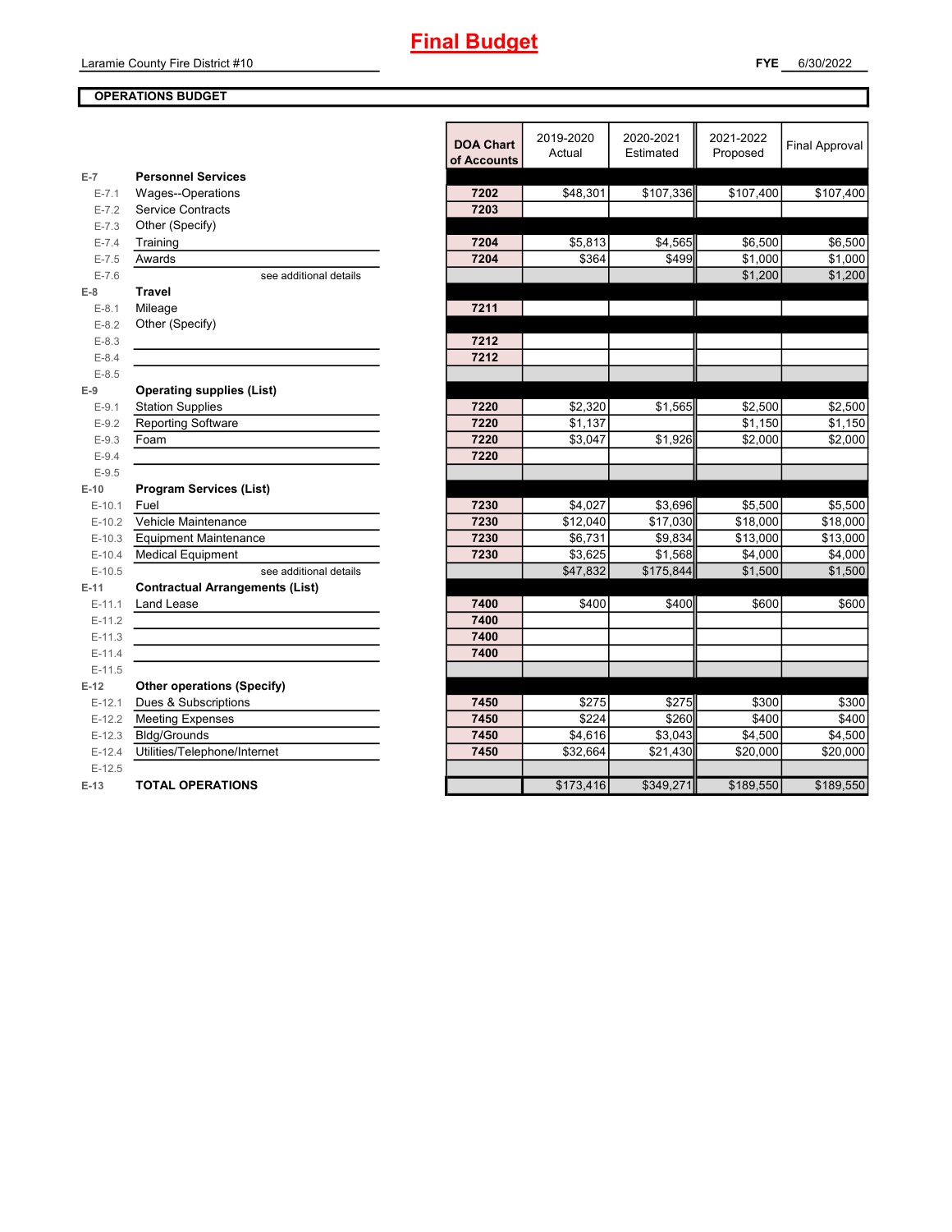# Final Budget

Laramie County Fire District #10

**FYE** 6/30/2022

**OPERATIONS BUDGET**

| | | DOA Chart of Accounts | 2019-2020 Actual | 2020-2021 Estimated | 2021-2022 Proposed | Final Approval |
|---|---|---|---|---|---|---|
| E-7 | **Personnel Services** | | | | | |
| E-7.1 | Wages--Operations | 7202 | $48,301 | $107,336 | $107,400 | $107,400 |
| E-7.2 | Service Contracts | 7203 | | | | |
| E-7.3 | Other (Specify) | | | | | |
| E-7.4 | Training | 7204 | $5,813 | $4,565 | $6,500 | $6,500 |
| E-7.5 | Awards | 7204 | $364 | $499 | $1,000 | $1,000 |
| E-7.6 | see additional details | | | | $1,200 | $1,200 |
| E-8 | **Travel** | | | | | |
| E-8.1 | Mileage | 7211 | | | | |
| E-8.2 | Other (Specify) | | | | | |
| E-8.3 | | 7212 | | | | |
| E-8.4 | | 7212 | | | | |
| E-8.5 | | | | | | |
| E-9 | **Operating supplies (List)** | | | | | |
| E-9.1 | Station Supplies | 7220 | $2,320 | $1,565 | $2,500 | $2,500 |
| E-9.2 | Reporting Software | 7220 | $1,137 | | $1,150 | $1,150 |
| E-9.3 | Foam | 7220 | $3,047 | $1,926 | $2,000 | $2,000 |
| E-9.4 | | 7220 | | | | |
| E-9.5 | | | | | | |
| E-10 | **Program Services (List)** | | | | | |
| E-10.1 | Fuel | 7230 | $4,027 | $3,696 | $5,500 | $5,500 |
| E-10.2 | Vehicle Maintenance | 7230 | $12,040 | $17,030 | $18,000 | $18,000 |
| E-10.3 | Equipment Maintenance | 7230 | $6,731 | $9,834 | $13,000 | $13,000 |
| E-10.4 | Medical Equipment | 7230 | $3,625 | $1,568 | $4,000 | $4,000 |
| E-10.5 | see additional details | | $47,832 | $175,844 | $1,500 | $1,500 |
| E-11 | **Contractual Arrangements (List)** | | | | | |
| E-11.1 | Land Lease | 7400 | $400 | $400 | $600 | $600 |
| E-11.2 | | 7400 | | | | |
| E-11.3 | | 7400 | | | | |
| E-11.4 | | 7400 | | | | |
| E-11.5 | | | | | | |
| E-12 | **Other operations (Specify)** | | | | | |
| E-12.1 | Dues & Subscriptions | 7450 | $275 | $275 | $300 | $300 |
| E-12.2 | Meeting Expenses | 7450 | $224 | $260 | $400 | $400 |
| E-12.3 | Bldg/Grounds | 7450 | $4,616 | $3,043 | $4,500 | $4,500 |
| E-12.4 | Utilities/Telephone/Internet | 7450 | $32,664 | $21,430 | $20,000 | $20,000 |
| E-12.5 | | | | | | |
| E-13 | **TOTAL OPERATIONS** | | $173,416 | $349,271 | $189,550 | $189,550 |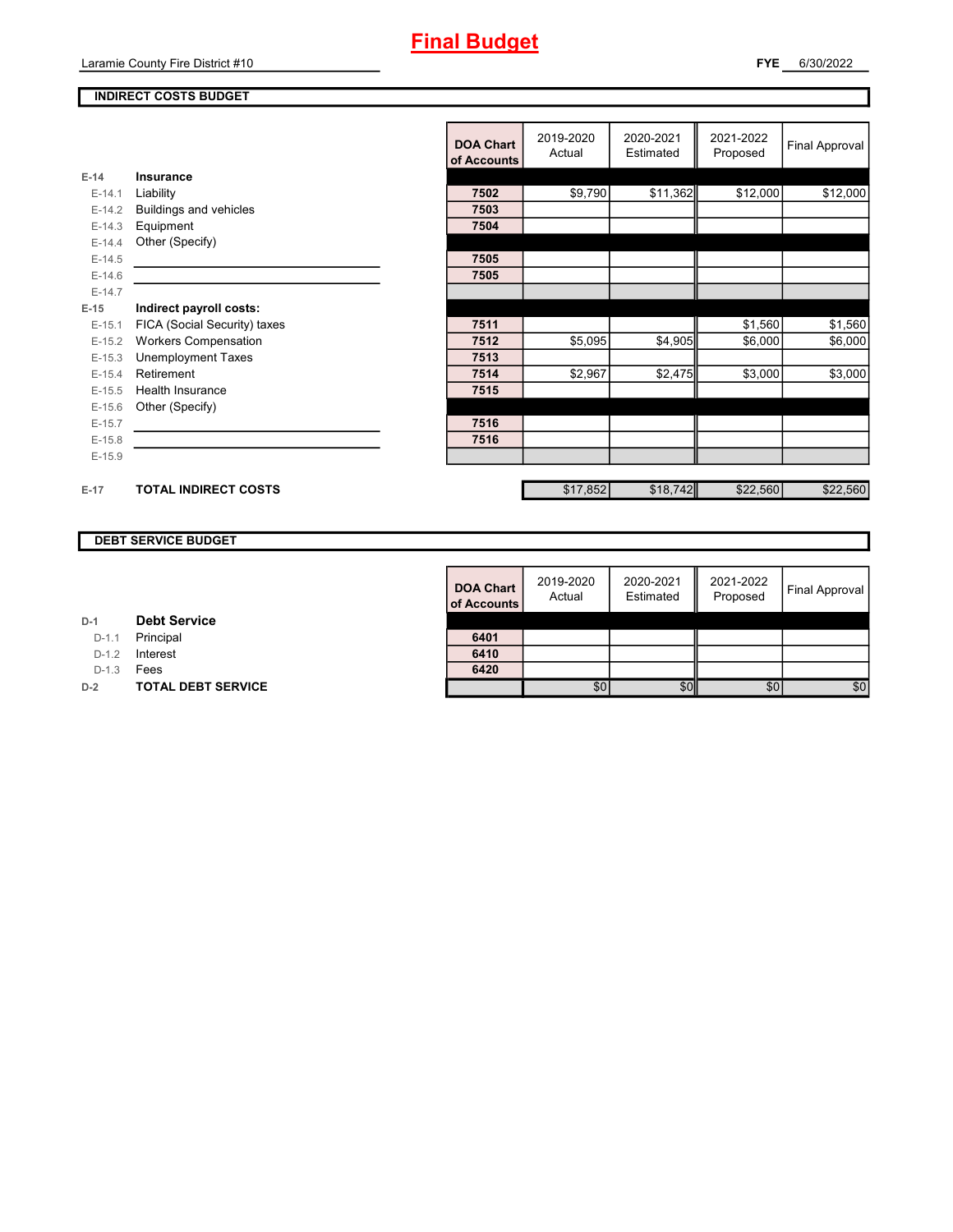# Final Budget

Laramie County Fire District #10

**FYE** 6/30/2022

## INDIRECT COSTS BUDGET

| | | DOA Chart of Accounts | 2019-2020 Actual | 2020-2021 Estimated | 2021-2022 Proposed | Final Approval |
|---|---|---|---|---|---|---|
| **E-14** | **Insurance** | | | | | |
| E-14.1 | Liability | 7502 | $9,790 | $11,362 | $12,000 | $12,000 |
| E-14.2 | Buildings and vehicles | 7503 | | | | |
| E-14.3 | Equipment | 7504 | | | | |
| E-14.4 | Other (Specify) | | | | | |
| E-14.5 | | 7505 | | | | |
| E-14.6 | | 7505 | | | | |
| E-14.7 | | | | | | |
| **E-15** | **Indirect payroll costs:** | | | | | |
| E-15.1 | FICA (Social Security) taxes | 7511 | | | $1,560 | $1,560 |
| E-15.2 | Workers Compensation | 7512 | $5,095 | $4,905 | $6,000 | $6,000 |
| E-15.3 | Unemployment Taxes | 7513 | | | | |
| E-15.4 | Retirement | 7514 | $2,967 | $2,475 | $3,000 | $3,000 |
| E-15.5 | Health Insurance | 7515 | | | | |
| E-15.6 | Other (Specify) | | | | | |
| E-15.7 | | 7516 | | | | |
| E-15.8 | | 7516 | | | | |
| E-15.9 | | | | | | |
| **E-17** | **TOTAL INDIRECT COSTS** | | $17,852 | $18,742 | $22,560 | $22,560 |

## DEBT SERVICE BUDGET

| | | DOA Chart of Accounts | 2019-2020 Actual | 2020-2021 Estimated | 2021-2022 Proposed | Final Approval |
|---|---|---|---|---|---|---|
| **D-1** | **Debt Service** | | | | | |
| D-1.1 | Principal | 6401 | | | | |
| D-1.2 | Interest | 6410 | | | | |
| D-1.3 | Fees | 6420 | | | | |
| **D-2** | **TOTAL DEBT SERVICE** | | $0 | $0 | $0 | $0 |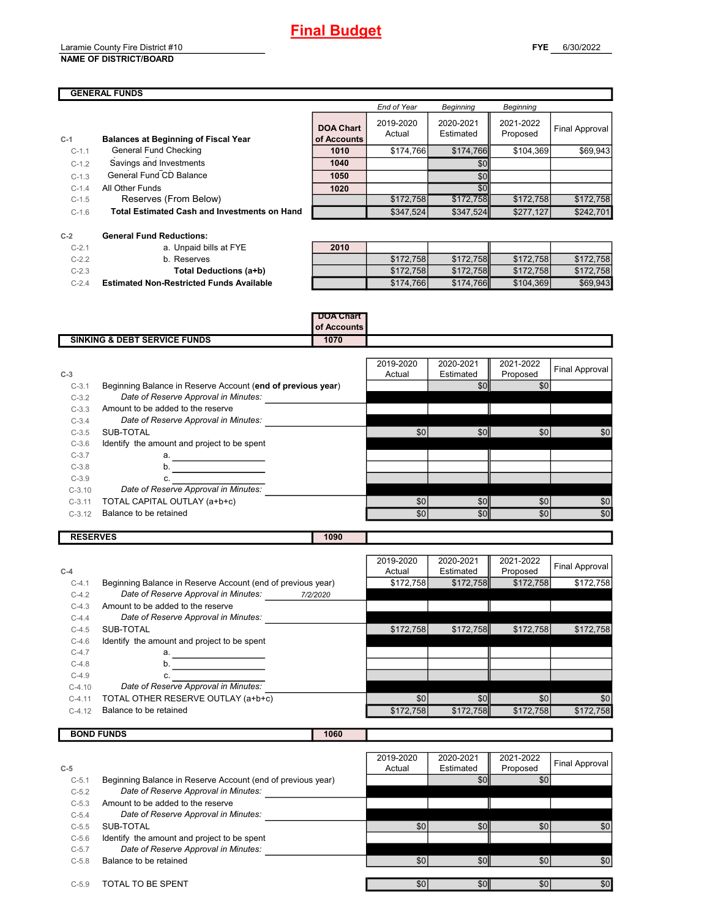# Final Budget

Laramie County Fire District #10
**NAME OF DISTRICT/BOARD**

**FYE** 6/30/2022

## GENERAL FUNDS

| | | DOA Chart of Accounts | End of Year 2019-2020 Actual | Beginning 2020-2021 Estimated | Beginning 2021-2022 Proposed | Final Approval |
|---|---|---|---|---|---|---|
| C-1 | **Balances at Beginning of Fiscal Year** | | | | | |
| C-1.1 | General Fund Checking | 1010 | $174,766 | $174,766 | $104,369 | $69,943 |
| C-1.2 | Savings and Investments | 1040 | | $0 | | |
| C-1.3 | General Fund CD Balance | 1050 | | $0 | | |
| C-1.4 | All Other Funds | 1020 | | $0 | | |
| C-1.5 | Reserves (From Below) | | $172,758 | $172,758 | $172,758 | $172,758 |
| C-1.6 | **Total Estimated Cash and Investments on Hand** | | $347,524 | $347,524 | $277,127 | $242,701 |
| C-2 | **General Fund Reductions:** | | | | | |
| C-2.1 | a. Unpaid bills at FYE | 2010 | | | | |
| C-2.2 | b. Reserves | | $172,758 | $172,758 | $172,758 | $172,758 |
| C-2.3 | **Total Deductions (a+b)** | | $172,758 | $172,758 | $172,758 | $172,758 |
| C-2.4 | **Estimated Non-Restricted Funds Available** | | $174,766 | $174,766 | $104,369 | $69,943 |

## SINKING & DEBT SERVICE FUNDS — DOA Chart of Accounts 1070

| C-3 | | 2019-2020 Actual | 2020-2021 Estimated | 2021-2022 Proposed | Final Approval |
|---|---|---|---|---|---|
| C-3.1 | Beginning Balance in Reserve Account (**end of previous year**) | | $0 | $0 | |
| C-3.2 | *Date of Reserve Approval in Minutes:* | | | | |
| C-3.3 | Amount to be added to the reserve | | | | |
| C-3.4 | *Date of Reserve Approval in Minutes:* | | | | |
| C-3.5 | SUB-TOTAL | $0 | $0 | $0 | $0 |
| C-3.6 | Identify the amount and project to be spent | | | | |
| C-3.7 | a. | | | | |
| C-3.8 | b. | | | | |
| C-3.9 | c. | | | | |
| C-3.10 | *Date of Reserve Approval in Minutes:* | | | | |
| C-3.11 | TOTAL CAPITAL OUTLAY (a+b+c) | $0 | $0 | $0 | $0 |
| C-3.12 | Balance to be retained | $0 | $0 | $0 | $0 |

## RESERVES — 1090

| C-4 | | 2019-2020 Actual | 2020-2021 Estimated | 2021-2022 Proposed | Final Approval |
|---|---|---|---|---|---|
| C-4.1 | Beginning Balance in Reserve Account (end of previous year) | $172,758 | $172,758 | $172,758 | $172,758 |
| C-4.2 | *Date of Reserve Approval in Minutes:* *7/2/2020* | | | | |
| C-4.3 | Amount to be added to the reserve | | | | |
| C-4.4 | *Date of Reserve Approval in Minutes:* | | | | |
| C-4.5 | SUB-TOTAL | $172,758 | $172,758 | $172,758 | $172,758 |
| C-4.6 | Identify the amount and project to be spent | | | | |
| C-4.7 | a. | | | | |
| C-4.8 | b. | | | | |
| C-4.9 | c. | | | | |
| C-4.10 | *Date of Reserve Approval in Minutes:* | | | | |
| C-4.11 | TOTAL OTHER RESERVE OUTLAY (a+b+c) | $0 | $0 | $0 | $0 |
| C-4.12 | Balance to be retained | $172,758 | $172,758 | $172,758 | $172,758 |

## BOND FUNDS — 1060

| C-5 | | 2019-2020 Actual | 2020-2021 Estimated | 2021-2022 Proposed | Final Approval |
|---|---|---|---|---|---|
| C-5.1 | Beginning Balance in Reserve Account (end of previous year) | | $0 | $0 | |
| C-5.2 | *Date of Reserve Approval in Minutes:* | | | | |
| C-5.3 | Amount to be added to the reserve | | | | |
| C-5.4 | *Date of Reserve Approval in Minutes:* | | | | |
| C-5.5 | SUB-TOTAL | $0 | $0 | $0 | $0 |
| C-5.6 | Identify the amount and project to be spent | | | | |
| C-5.7 | *Date of Reserve Approval in Minutes:* | | | | |
| C-5.8 | Balance to be retained | $0 | $0 | $0 | $0 |
| C-5.9 | TOTAL TO BE SPENT | $0 | $0 | $0 | $0 |